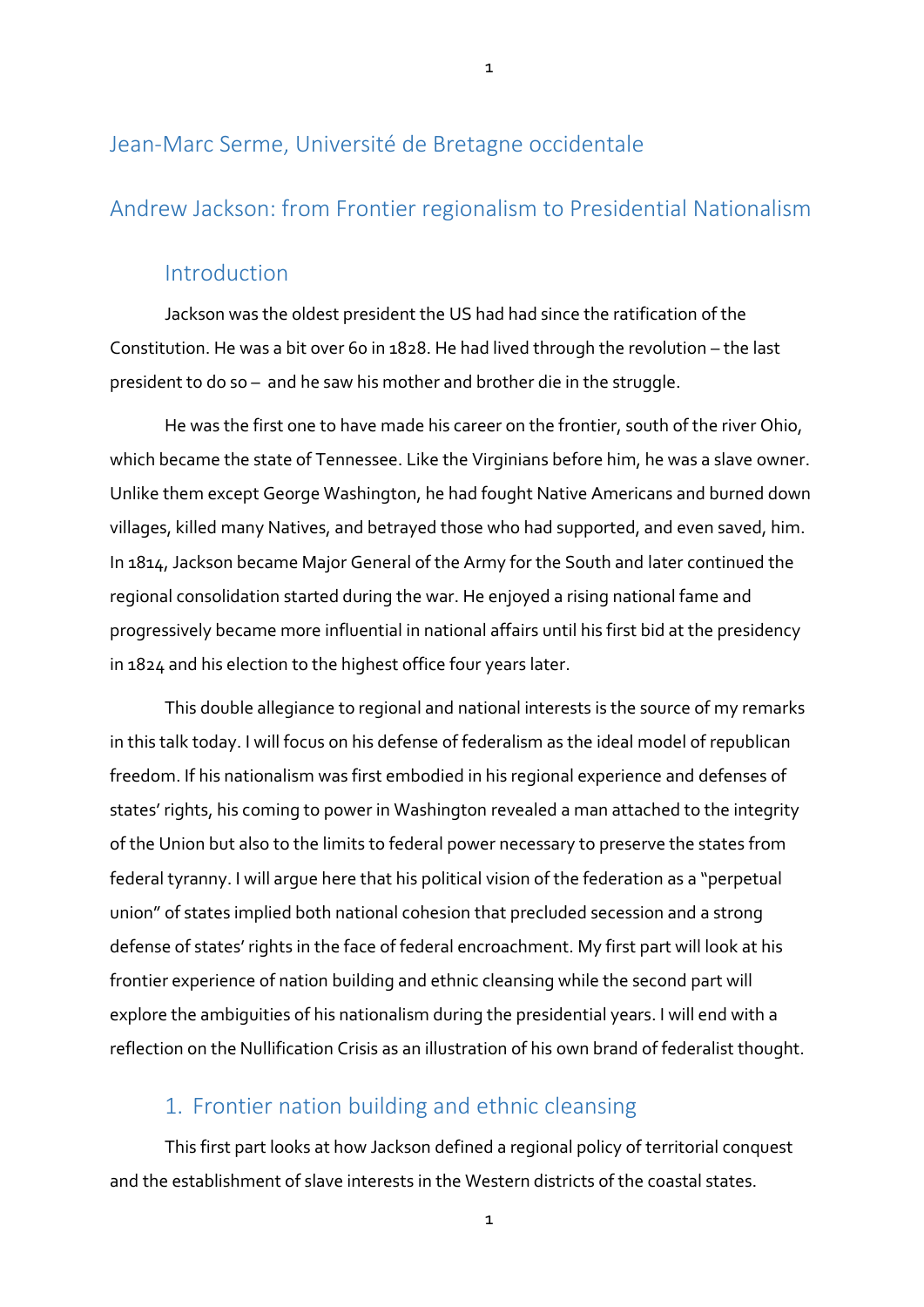# Jean-Marc Serme, Université de Bretagne occidentale

# Andrew Jackson: from Frontier regionalism to Presidential Nationalism

## Introduction

Jackson was the oldest president the US had had since the ratification of the Constitution. He was a bit over 60 in 1828. He had lived through the revolution – the last president to do so – and he saw his mother and brother die in the struggle.

He was the first one to have made his career on the frontier, south of the river Ohio, which became the state of Tennessee. Like the Virginians before him, he was a slave owner. Unlike them except George Washington, he had fought Native Americans and burned down villages, killed many Natives, and betrayed those who had supported, and even saved, him. In 1814, Jackson became Major General of the Army for the South and later continued the regional consolidation started during the war. He enjoyed a rising national fame and progressively became more influential in national affairs until his first bid at the presidency in 1824 and his election to the highest office four years later.

This double allegiance to regional and national interests is the source of my remarks in this talk today. I will focus on his defense of federalism as the ideal model of republican freedom. If his nationalism was first embodied in his regional experience and defenses of states' rights, his coming to power in Washington revealed a man attached to the integrity of the Union but also to the limits to federal power necessary to preserve the states from federal tyranny. I will argue here that his political vision of the federation as a "perpetual union" of states implied both national cohesion that precluded secession and a strong defense of states' rights in the face of federal encroachment. My first part will look at his frontier experience of nation building and ethnic cleansing while the second part will explore the ambiguities of his nationalism during the presidential years. I will end with a reflection on the Nullification Crisis as an illustration of his own brand of federalist thought.

## 1. Frontier nation building and ethnic cleansing

This first part looks at how Jackson defined a regional policy of territorial conquest and the establishment of slave interests in the Western districts of the coastal states.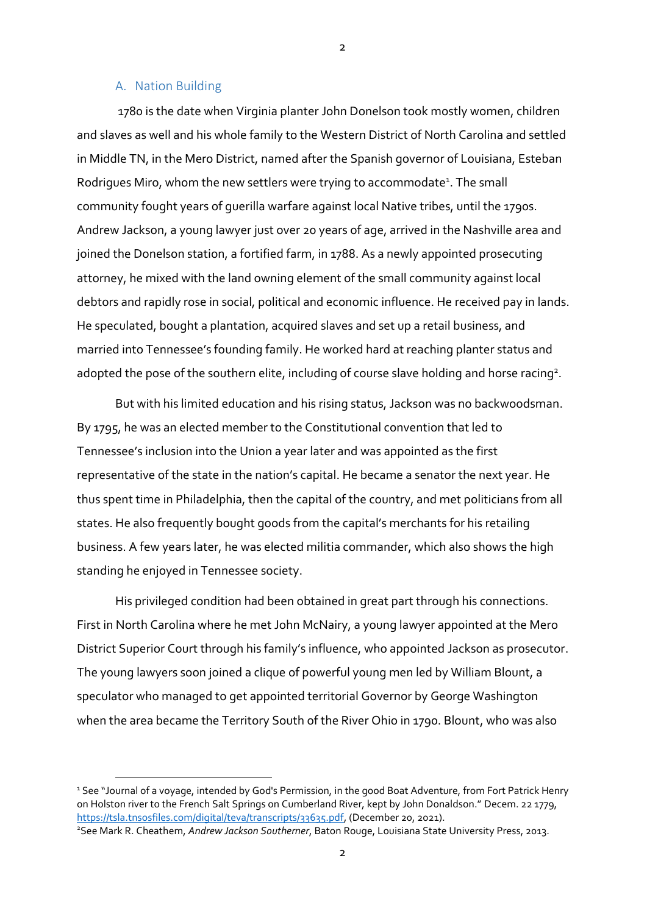## A. Nation Building

1780 is the date when Virginia planter John Donelson took mostly women, children and slaves as well and his whole family to the Western District of North Carolina and settled in Middle TN, in the Mero District, named after the Spanish governor of Louisiana, Esteban Rodrigues Miro, whom the new settlers were trying to accommodate[1]. The small community fought years of guerilla warfare against local Native tribes, until the 1790s. Andrew Jackson, a young lawyer just over 20 years of age, arrived in the Nashville area and joined the Donelson station, a fortified farm, in 1788. As a newly appointed prosecuting attorney, he mixed with the land owning element of the small community against local debtors and rapidly rose in social, political and economic influence. He received pay in lands. He speculated, bought a plantation, acquired slaves and set up a retail business, and married into Tennessee's founding family. He worked hard at reaching planter status and adopted the pose of the southern elite, including of course slave holding and horse racing[2].

But with his limited education and his rising status, Jackson was no backwoodsman. By 1795, he was an elected member to the Constitutional convention that led to Tennessee's inclusion into the Union a year later and was appointed as the first representative of the state in the nation's capital. He became a senator the next year. He thus spent time in Philadelphia, then the capital of the country, and met politicians from all states. He also frequently bought goods from the capital's merchants for his retailing business. A few years later, he was elected militia commander, which also shows the high standing he enjoyed in Tennessee society.

His privileged condition had been obtained in great part through his connections. First in North Carolina where he met John McNairy, a young lawyer appointed at the Mero District Superior Court through his family's influence, who appointed Jackson as prosecutor. The young lawyers soon joined a clique of powerful young men led by William Blount, a speculator who managed to get appointed territorial Governor by George Washington when the area became the Territory South of the River Ohio in 1790. Blount, who was also

---

[1] See "Journal of a voyage, intended by God's Permission, in the good Boat Adventure, from Fort Patrick Henry on Holston river to the French Salt Springs on Cumberland River, kept by John Donaldson." Decem. 22 1779, https://tsla.tnsosfiles.com/digital/teva/transcripts/33635.pdf, (December 20, 2021).

[2] See Mark R. Cheathem, *Andrew Jackson Southerner*, Baton Rouge, Louisiana State University Press, 2013.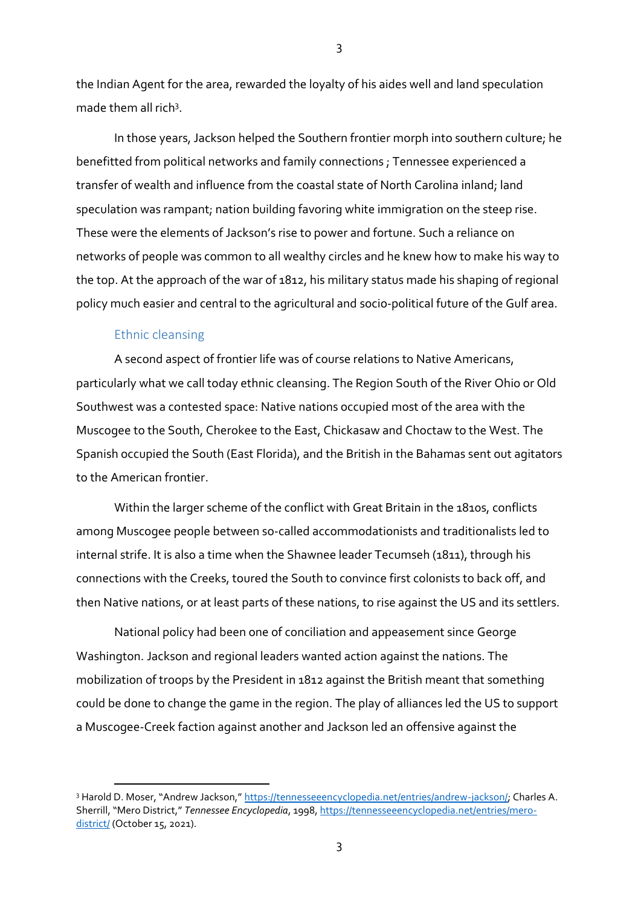the Indian Agent for the area, rewarded the loyalty of his aides well and land speculation made them all rich[3].

In those years, Jackson helped the Southern frontier morph into southern culture; he benefitted from political networks and family connections ; Tennessee experienced a transfer of wealth and influence from the coastal state of North Carolina inland; land speculation was rampant; nation building favoring white immigration on the steep rise. These were the elements of Jackson's rise to power and fortune. Such a reliance on networks of people was common to all wealthy circles and he knew how to make his way to the top. At the approach of the war of 1812, his military status made his shaping of regional policy much easier and central to the agricultural and socio-political future of the Gulf area.

## Ethnic cleansing

A second aspect of frontier life was of course relations to Native Americans, particularly what we call today ethnic cleansing. The Region South of the River Ohio or Old Southwest was a contested space: Native nations occupied most of the area with the Muscogee to the South, Cherokee to the East, Chickasaw and Choctaw to the West. The Spanish occupied the South (East Florida), and the British in the Bahamas sent out agitators to the American frontier.

Within the larger scheme of the conflict with Great Britain in the 1810s, conflicts among Muscogee people between so-called accommodationists and traditionalists led to internal strife. It is also a time when the Shawnee leader Tecumseh (1811), through his connections with the Creeks, toured the South to convince first colonists to back off, and then Native nations, or at least parts of these nations, to rise against the US and its settlers.

National policy had been one of conciliation and appeasement since George Washington. Jackson and regional leaders wanted action against the nations. The mobilization of troops by the President in 1812 against the British meant that something could be done to change the game in the region. The play of alliances led the US to support a Muscogee-Creek faction against another and Jackson led an offensive against the

[3] Harold D. Moser, "Andrew Jackson," https://tennesseeencyclopedia.net/entries/andrew-jackson/; Charles A. Sherrill, "Mero District," *Tennessee Encyclopedia*, 1998, https://tennesseeencyclopedia.net/entries/mero-district/ (October 15, 2021).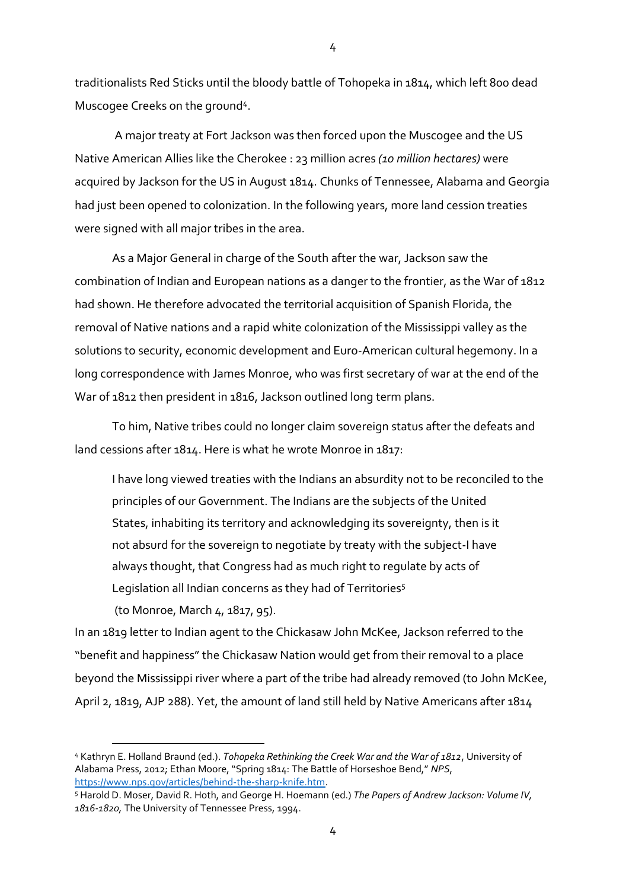traditionalists Red Sticks until the bloody battle of Tohopeka in 1814, which left 800 dead Muscogee Creeks on the ground[4].

A major treaty at Fort Jackson was then forced upon the Muscogee and the US Native American Allies like the Cherokee : 23 million acres *(10 million hectares)* were acquired by Jackson for the US in August 1814. Chunks of Tennessee, Alabama and Georgia had just been opened to colonization. In the following years, more land cession treaties were signed with all major tribes in the area.

As a Major General in charge of the South after the war, Jackson saw the combination of Indian and European nations as a danger to the frontier, as the War of 1812 had shown. He therefore advocated the territorial acquisition of Spanish Florida, the removal of Native nations and a rapid white colonization of the Mississippi valley as the solutions to security, economic development and Euro-American cultural hegemony. In a long correspondence with James Monroe, who was first secretary of war at the end of the War of 1812 then president in 1816, Jackson outlined long term plans.

To him, Native tribes could no longer claim sovereign status after the defeats and land cessions after 1814. Here is what he wrote Monroe in 1817:

> I have long viewed treaties with the Indians an absurdity not to be reconciled to the principles of our Government. The Indians are the subjects of the United States, inhabiting its territory and acknowledging its sovereignty, then is it not absurd for the sovereign to negotiate by treaty with the subject-I have always thought, that Congress had as much right to regulate by acts of Legislation all Indian concerns as they had of Territories[5]
>
> (to Monroe, March 4, 1817, 95).

In an 1819 letter to Indian agent to the Chickasaw John McKee, Jackson referred to the "benefit and happiness" the Chickasaw Nation would get from their removal to a place beyond the Mississippi river where a part of the tribe had already removed (to John McKee, April 2, 1819, AJP 288). Yet, the amount of land still held by Native Americans after 1814

---

[4] Kathryn E. Holland Braund (ed.). *Tohopeka Rethinking the Creek War and the War of 1812*, University of Alabama Press, 2012; Ethan Moore, "Spring 1814: The Battle of Horseshoe Bend," *NPS*, https://www.nps.gov/articles/behind-the-sharp-knife.htm.

[5] Harold D. Moser, David R. Hoth, and George H. Hoemann (ed.) *The Papers of Andrew Jackson: Volume IV, 1816-1820,* The University of Tennessee Press, 1994.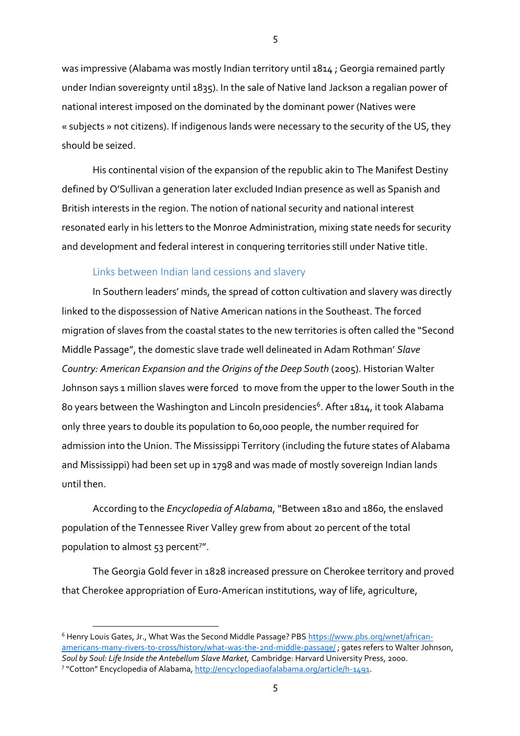was impressive (Alabama was mostly Indian territory until 1814 ; Georgia remained partly under Indian sovereignty until 1835). In the sale of Native land Jackson a regalian power of national interest imposed on the dominated by the dominant power (Natives were « subjects » not citizens). If indigenous lands were necessary to the security of the US, they should be seized.

His continental vision of the expansion of the republic akin to The Manifest Destiny defined by O'Sullivan a generation later excluded Indian presence as well as Spanish and British interests in the region. The notion of national security and national interest resonated early in his letters to the Monroe Administration, mixing state needs for security and development and federal interest in conquering territories still under Native title.

### Links between Indian land cessions and slavery

In Southern leaders' minds, the spread of cotton cultivation and slavery was directly linked to the dispossession of Native American nations in the Southeast. The forced migration of slaves from the coastal states to the new territories is often called the "Second Middle Passage", the domestic slave trade well delineated in Adam Rothman' *Slave Country: American Expansion and the Origins of the Deep South* (2005). Historian Walter Johnson says 1 million slaves were forced to move from the upper to the lower South in the 80 years between the Washington and Lincoln presidencies[6]. After 1814, it took Alabama only three years to double its population to 60,000 people, the number required for admission into the Union. The Mississippi Territory (including the future states of Alabama and Mississippi) had been set up in 1798 and was made of mostly sovereign Indian lands until then.

According to the *Encyclopedia of Alabama*, "Between 1810 and 1860, the enslaved population of the Tennessee River Valley grew from about 20 percent of the total population to almost 53 percent[7]".

The Georgia Gold fever in 1828 increased pressure on Cherokee territory and proved that Cherokee appropriation of Euro-American institutions, way of life, agriculture,

---

[6] Henry Louis Gates, Jr., What Was the Second Middle Passage? PBS https://www.pbs.org/wnet/african-americans-many-rivers-to-cross/history/what-was-the-2nd-middle-passage/ ; gates refers to Walter Johnson, *Soul by Soul: Life Inside the Antebellum Slave Market,* Cambridge: Harvard University Press, 2000.

[7] "Cotton" Encyclopedia of Alabama, http://encyclopediaofalabama.org/article/h-1491.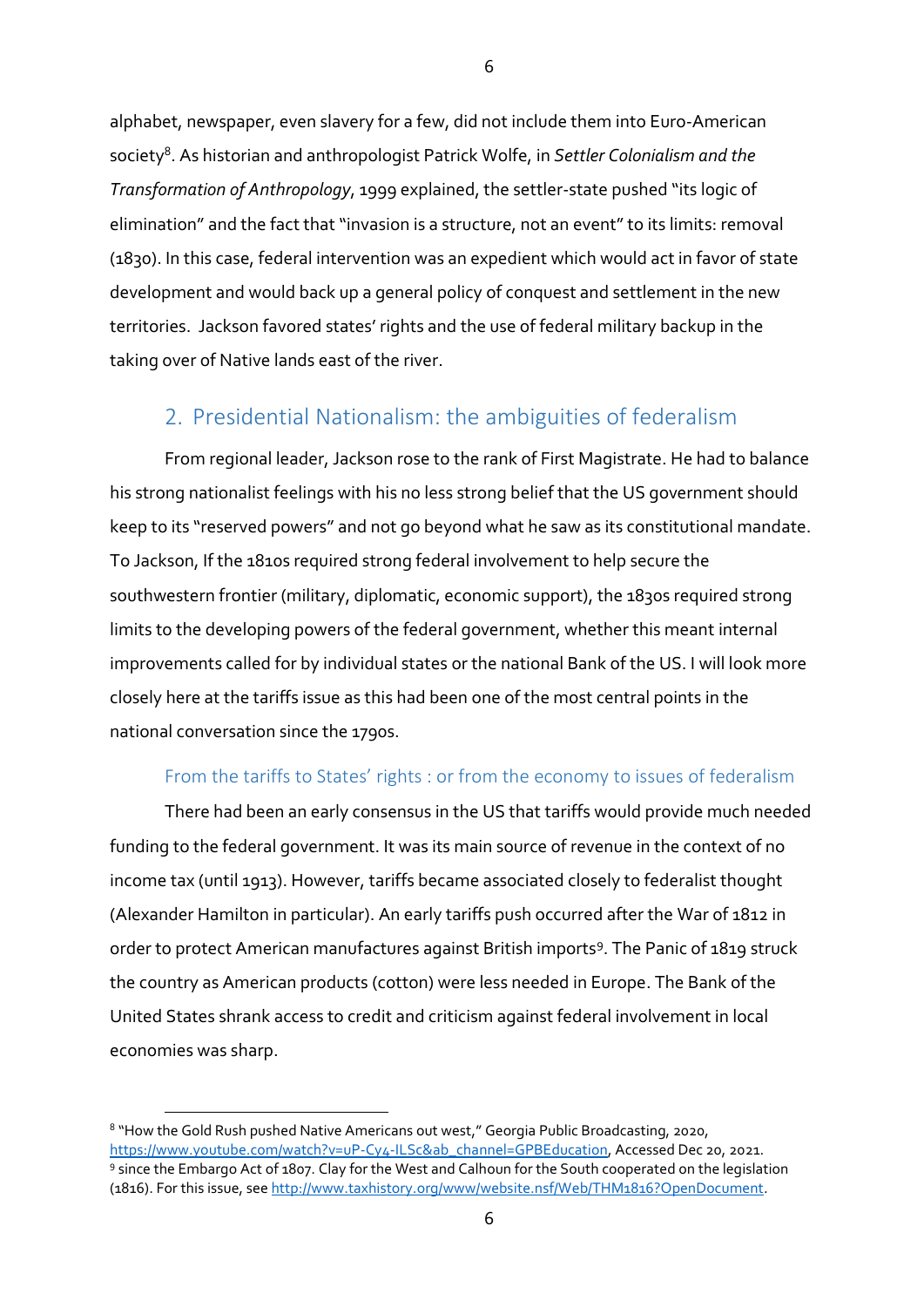alphabet, newspaper, even slavery for a few, did not include them into Euro-American society[8]. As historian and anthropologist Patrick Wolfe, in *Settler Colonialism and the Transformation of Anthropology*, 1999 explained, the settler-state pushed "its logic of elimination" and the fact that "invasion is a structure, not an event" to its limits: removal (1830). In this case, federal intervention was an expedient which would act in favor of state development and would back up a general policy of conquest and settlement in the new territories. Jackson favored states' rights and the use of federal military backup in the taking over of Native lands east of the river.

## 2. Presidential Nationalism: the ambiguities of federalism

From regional leader, Jackson rose to the rank of First Magistrate. He had to balance his strong nationalist feelings with his no less strong belief that the US government should keep to its "reserved powers" and not go beyond what he saw as its constitutional mandate. To Jackson, If the 1810s required strong federal involvement to help secure the southwestern frontier (military, diplomatic, economic support), the 1830s required strong limits to the developing powers of the federal government, whether this meant internal improvements called for by individual states or the national Bank of the US. I will look more closely here at the tariffs issue as this had been one of the most central points in the national conversation since the 1790s.

### From the tariffs to States' rights : or from the economy to issues of federalism

There had been an early consensus in the US that tariffs would provide much needed funding to the federal government. It was its main source of revenue in the context of no income tax (until 1913). However, tariffs became associated closely to federalist thought (Alexander Hamilton in particular). An early tariffs push occurred after the War of 1812 in order to protect American manufactures against British imports[9]. The Panic of 1819 struck the country as American products (cotton) were less needed in Europe. The Bank of the United States shrank access to credit and criticism against federal involvement in local economies was sharp.

---

[8] "How the Gold Rush pushed Native Americans out west," Georgia Public Broadcasting, 2020, https://www.youtube.com/watch?v=uP-Cy4-ILSc&ab_channel=GPBEducation, Accessed Dec 20, 2021.

[9] since the Embargo Act of 1807. Clay for the West and Calhoun for the South cooperated on the legislation (1816). For this issue, see http://www.taxhistory.org/www/website.nsf/Web/THM1816?OpenDocument.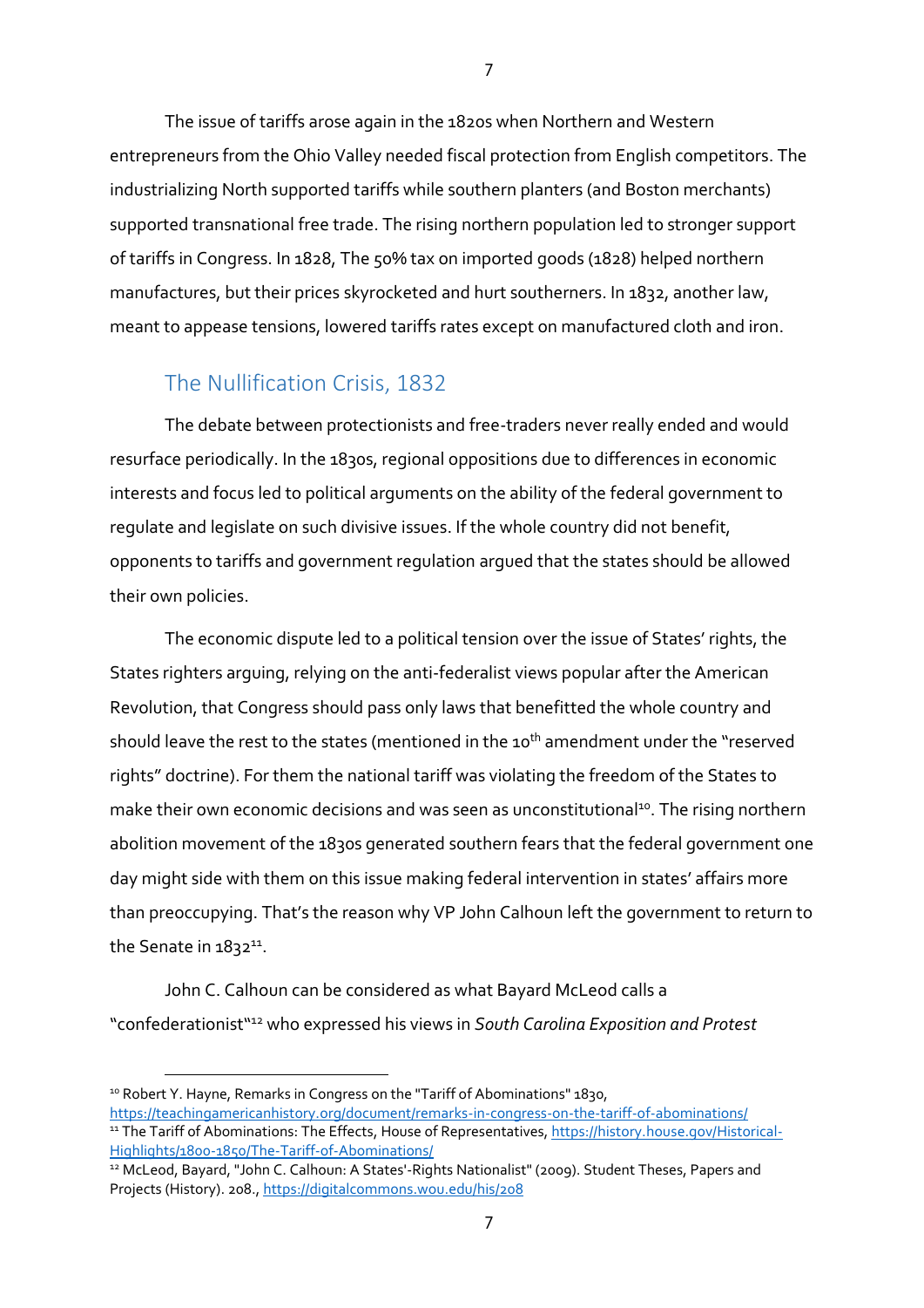The issue of tariffs arose again in the 1820s when Northern and Western entrepreneurs from the Ohio Valley needed fiscal protection from English competitors. The industrializing North supported tariffs while southern planters (and Boston merchants) supported transnational free trade. The rising northern population led to stronger support of tariffs in Congress. In 1828, The 50% tax on imported goods (1828) helped northern manufactures, but their prices skyrocketed and hurt southerners. In 1832, another law, meant to appease tensions, lowered tariffs rates except on manufactured cloth and iron.

## The Nullification Crisis, 1832

The debate between protectionists and free-traders never really ended and would resurface periodically. In the 1830s, regional oppositions due to differences in economic interests and focus led to political arguments on the ability of the federal government to regulate and legislate on such divisive issues. If the whole country did not benefit, opponents to tariffs and government regulation argued that the states should be allowed their own policies.

The economic dispute led to a political tension over the issue of States' rights, the States righters arguing, relying on the anti-federalist views popular after the American Revolution, that Congress should pass only laws that benefitted the whole country and should leave the rest to the states (mentioned in the 10th amendment under the "reserved rights" doctrine). For them the national tariff was violating the freedom of the States to make their own economic decisions and was seen as unconstitutional[10]. The rising northern abolition movement of the 1830s generated southern fears that the federal government one day might side with them on this issue making federal intervention in states' affairs more than preoccupying. That's the reason why VP John Calhoun left the government to return to the Senate in 1832[11].

John C. Calhoun can be considered as what Bayard McLeod calls a "confederationist"[12] who expressed his views in *South Carolina Exposition and Protest*

---

[10] Robert Y. Hayne, Remarks in Congress on the "Tariff of Abominations" 1830, https://teachingamericanhistory.org/document/remarks-in-congress-on-the-tariff-of-abominations/

[11] The Tariff of Abominations: The Effects, House of Representatives, https://history.house.gov/Historical-Highlights/1800-1850/The-Tariff-of-Abominations/

[12] McLeod, Bayard, "John C. Calhoun: A States'-Rights Nationalist" (2009). Student Theses, Papers and Projects (History). 208., https://digitalcommons.wou.edu/his/208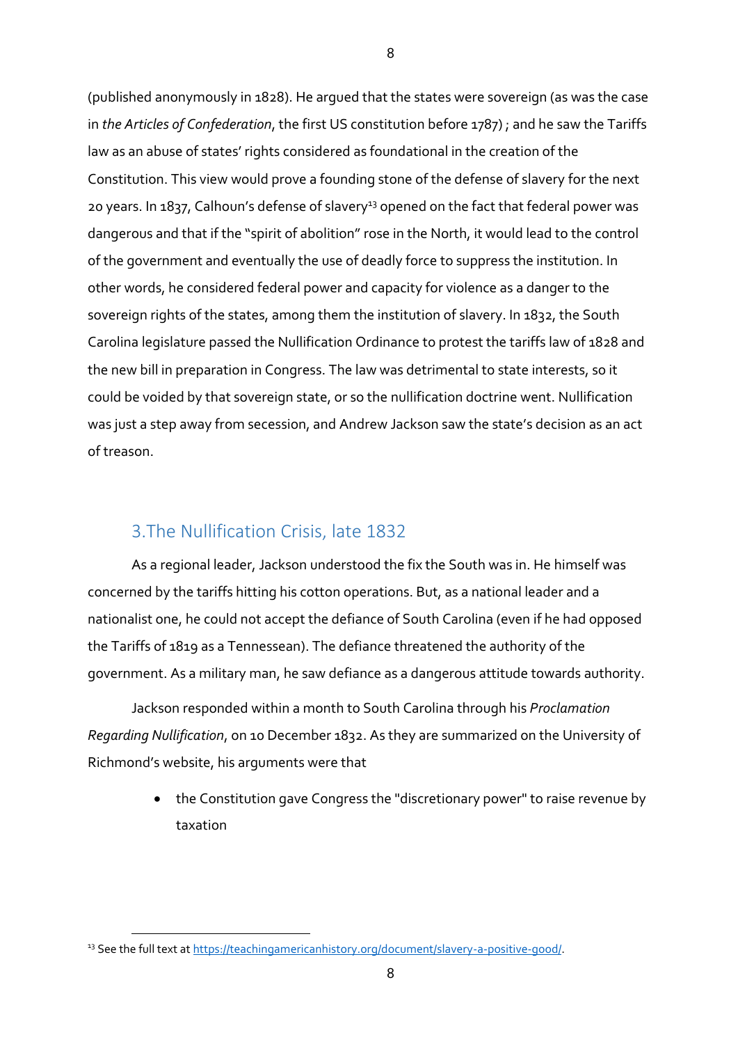(published anonymously in 1828). He argued that the states were sovereign (as was the case in *the Articles of Confederation*, the first US constitution before 1787) ; and he saw the Tariffs law as an abuse of states' rights considered as foundational in the creation of the Constitution. This view would prove a founding stone of the defense of slavery for the next 20 years. In 1837, Calhoun's defense of slavery[13] opened on the fact that federal power was dangerous and that if the "spirit of abolition" rose in the North, it would lead to the control of the government and eventually the use of deadly force to suppress the institution. In other words, he considered federal power and capacity for violence as a danger to the sovereign rights of the states, among them the institution of slavery. In 1832, the South Carolina legislature passed the Nullification Ordinance to protest the tariffs law of 1828 and the new bill in preparation in Congress. The law was detrimental to state interests, so it could be voided by that sovereign state, or so the nullification doctrine went. Nullification was just a step away from secession, and Andrew Jackson saw the state's decision as an act of treason.

## 3.The Nullification Crisis, late 1832

As a regional leader, Jackson understood the fix the South was in. He himself was concerned by the tariffs hitting his cotton operations. But, as a national leader and a nationalist one, he could not accept the defiance of South Carolina (even if he had opposed the Tariffs of 1819 as a Tennessean). The defiance threatened the authority of the government. As a military man, he saw defiance as a dangerous attitude towards authority.

Jackson responded within a month to South Carolina through his *Proclamation Regarding Nullification*, on 10 December 1832. As they are summarized on the University of Richmond's website, his arguments were that

- the Constitution gave Congress the "discretionary power" to raise revenue by taxation

[13] See the full text at https://teachingamericanhistory.org/document/slavery-a-positive-good/.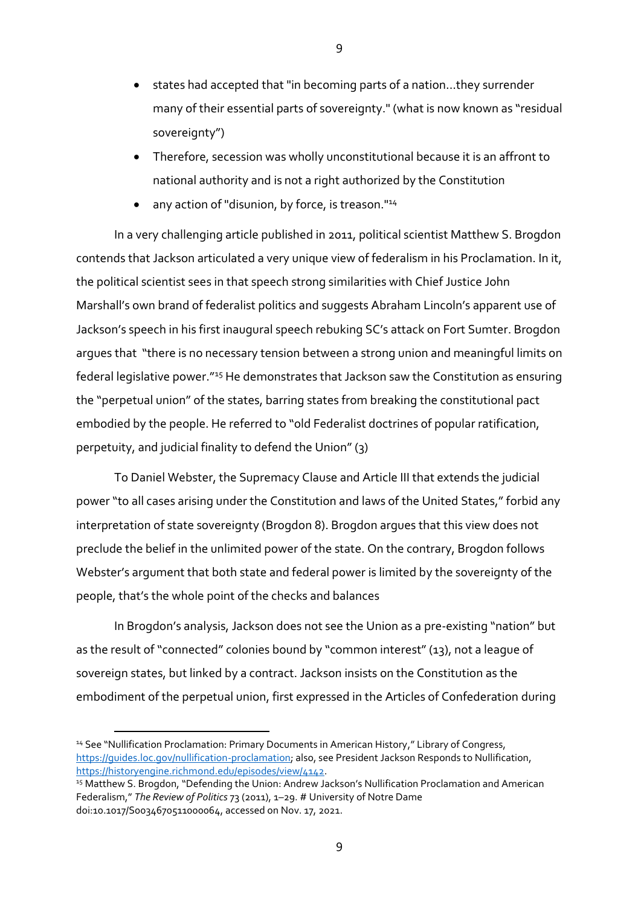- states had accepted that "in becoming parts of a nation...they surrender many of their essential parts of sovereignty." (what is now known as "residual sovereignty")
- Therefore, secession was wholly unconstitutional because it is an affront to national authority and is not a right authorized by the Constitution
- any action of "disunion, by force, is treason."[14]

In a very challenging article published in 2011, political scientist Matthew S. Brogdon contends that Jackson articulated a very unique view of federalism in his Proclamation. In it, the political scientist sees in that speech strong similarities with Chief Justice John Marshall's own brand of federalist politics and suggests Abraham Lincoln's apparent use of Jackson's speech in his first inaugural speech rebuking SC's attack on Fort Sumter. Brogdon argues that "there is no necessary tension between a strong union and meaningful limits on federal legislative power."[15] He demonstrates that Jackson saw the Constitution as ensuring the "perpetual union" of the states, barring states from breaking the constitutional pact embodied by the people. He referred to "old Federalist doctrines of popular ratification, perpetuity, and judicial finality to defend the Union" (3)

To Daniel Webster, the Supremacy Clause and Article III that extends the judicial power "to all cases arising under the Constitution and laws of the United States," forbid any interpretation of state sovereignty (Brogdon 8). Brogdon argues that this view does not preclude the belief in the unlimited power of the state. On the contrary, Brogdon follows Webster's argument that both state and federal power is limited by the sovereignty of the people, that's the whole point of the checks and balances

In Brogdon's analysis, Jackson does not see the Union as a pre-existing "nation" but as the result of "connected" colonies bound by "common interest" (13), not a league of sovereign states, but linked by a contract. Jackson insists on the Constitution as the embodiment of the perpetual union, first expressed in the Articles of Confederation during

---

[14] See "Nullification Proclamation: Primary Documents in American History," Library of Congress, https://guides.loc.gov/nullification-proclamation; also, see President Jackson Responds to Nullification, https://historyengine.richmond.edu/episodes/view/4142.

[15] Matthew S. Brogdon, "Defending the Union: Andrew Jackson's Nullification Proclamation and American Federalism," *The Review of Politics* 73 (2011), 1–29. # University of Notre Dame doi:10.1017/S0034670511000064, accessed on Nov. 17, 2021.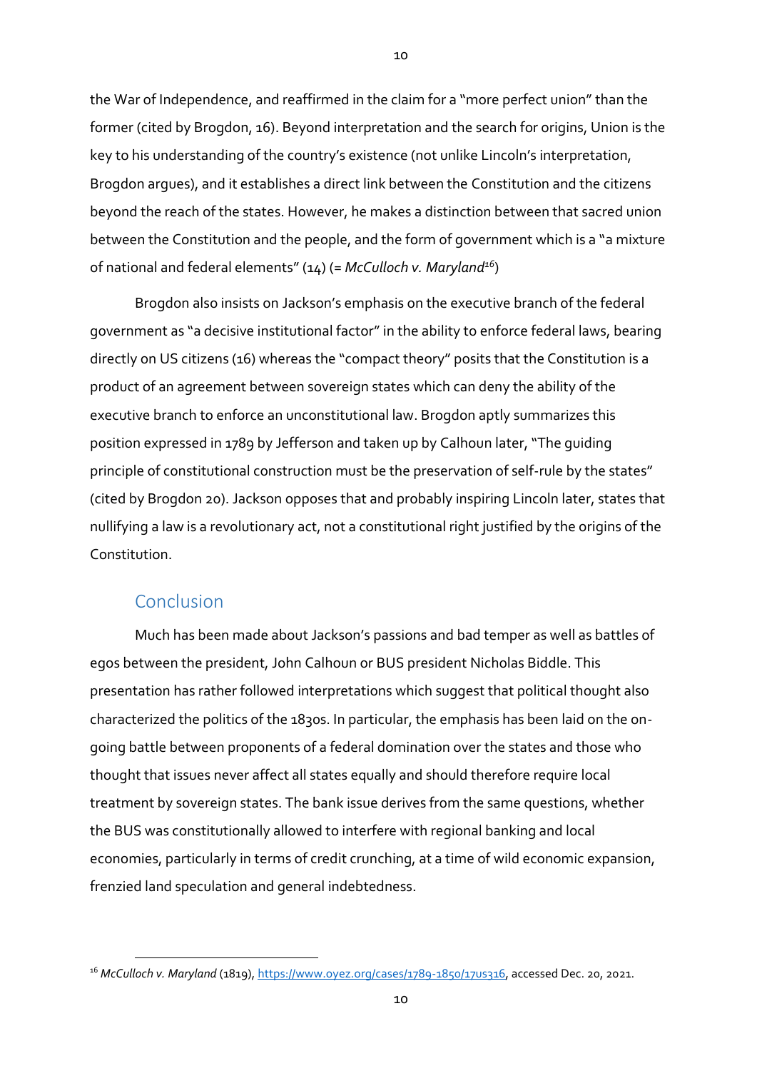the War of Independence, and reaffirmed in the claim for a "more perfect union" than the former (cited by Brogdon, 16). Beyond interpretation and the search for origins, Union is the key to his understanding of the country's existence (not unlike Lincoln's interpretation, Brogdon argues), and it establishes a direct link between the Constitution and the citizens beyond the reach of the states. However, he makes a distinction between that sacred union between the Constitution and the people, and the form of government which is a "a mixture of national and federal elements" (14) (= *McCulloch v. Maryland*[16])

Brogdon also insists on Jackson's emphasis on the executive branch of the federal government as "a decisive institutional factor" in the ability to enforce federal laws, bearing directly on US citizens (16) whereas the "compact theory" posits that the Constitution is a product of an agreement between sovereign states which can deny the ability of the executive branch to enforce an unconstitutional law. Brogdon aptly summarizes this position expressed in 1789 by Jefferson and taken up by Calhoun later, "The guiding principle of constitutional construction must be the preservation of self-rule by the states" (cited by Brogdon 20). Jackson opposes that and probably inspiring Lincoln later, states that nullifying a law is a revolutionary act, not a constitutional right justified by the origins of the Constitution.

## Conclusion

Much has been made about Jackson's passions and bad temper as well as battles of egos between the president, John Calhoun or BUS president Nicholas Biddle. This presentation has rather followed interpretations which suggest that political thought also characterized the politics of the 1830s. In particular, the emphasis has been laid on the on-going battle between proponents of a federal domination over the states and those who thought that issues never affect all states equally and should therefore require local treatment by sovereign states. The bank issue derives from the same questions, whether the BUS was constitutionally allowed to interfere with regional banking and local economies, particularly in terms of credit crunching, at a time of wild economic expansion, frenzied land speculation and general indebtedness.

---

[16] *McCulloch v. Maryland* (1819), https://www.oyez.org/cases/1789-1850/17us316, accessed Dec. 20, 2021.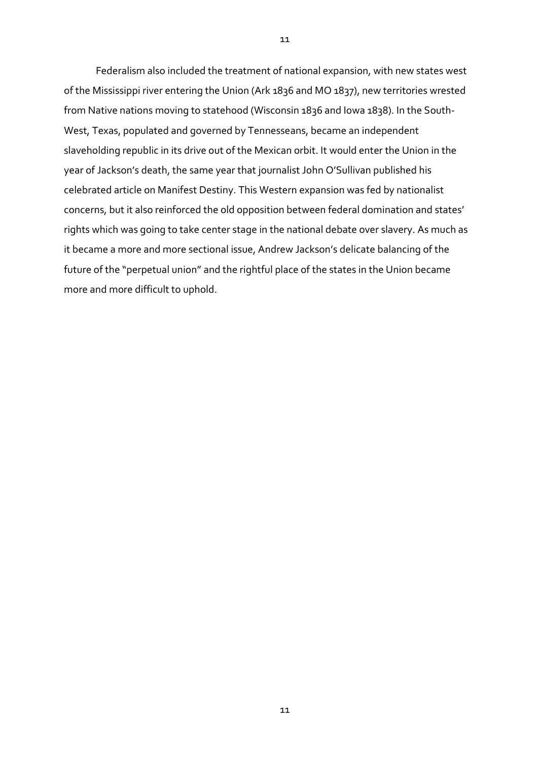Federalism also included the treatment of national expansion, with new states west of the Mississippi river entering the Union (Ark 1836 and MO 1837), new territories wrested from Native nations moving to statehood (Wisconsin 1836 and Iowa 1838). In the South-West, Texas, populated and governed by Tennesseans, became an independent slaveholding republic in its drive out of the Mexican orbit. It would enter the Union in the year of Jackson's death, the same year that journalist John O'Sullivan published his celebrated article on Manifest Destiny. This Western expansion was fed by nationalist concerns, but it also reinforced the old opposition between federal domination and states' rights which was going to take center stage in the national debate over slavery. As much as it became a more and more sectional issue, Andrew Jackson's delicate balancing of the future of the "perpetual union" and the rightful place of the states in the Union became more and more difficult to uphold.